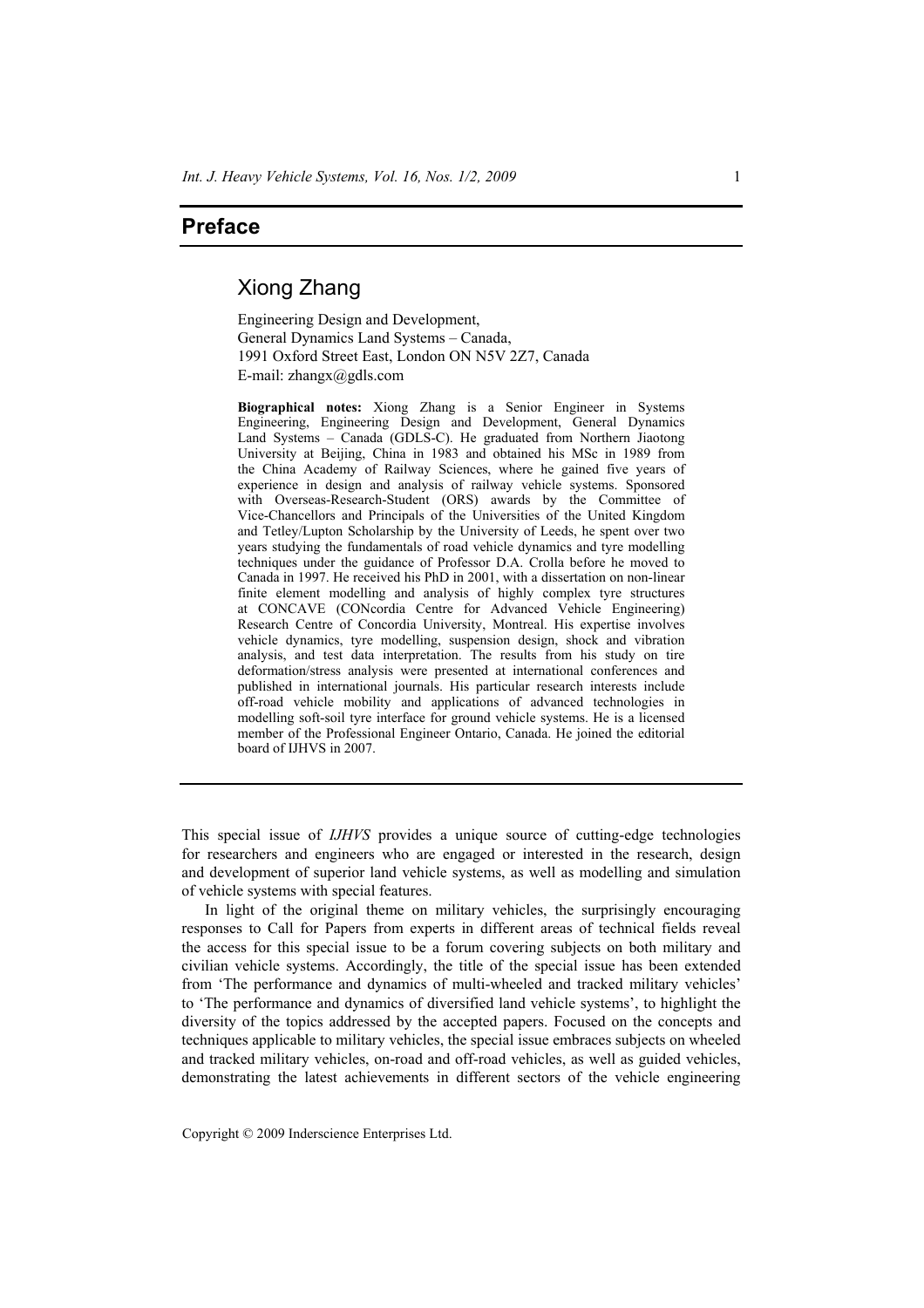# Preface

## Xiong Zhang

Engineering Design and Development,
General Dynamics Land Systems – Canada,
1991 Oxford Street East, London ON N5V 2Z7, Canada
E-mail: zhangx@gdls.com

**Biographical notes:** Xiong Zhang is a Senior Engineer in Systems Engineering, Engineering Design and Development, General Dynamics Land Systems – Canada (GDLS-C). He graduated from Northern Jiaotong University at Beijing, China in 1983 and obtained his MSc in 1989 from the China Academy of Railway Sciences, where he gained five years of experience in design and analysis of railway vehicle systems. Sponsored with Overseas-Research-Student (ORS) awards by the Committee of Vice-Chancellors and Principals of the Universities of the United Kingdom and Tetley/Lupton Scholarship by the University of Leeds, he spent over two years studying the fundamentals of road vehicle dynamics and tyre modelling techniques under the guidance of Professor D.A. Crolla before he moved to Canada in 1997. He received his PhD in 2001, with a dissertation on non-linear finite element modelling and analysis of highly complex tyre structures at CONCAVE (CONcordia Centre for Advanced Vehicle Engineering) Research Centre of Concordia University, Montreal. His expertise involves vehicle dynamics, tyre modelling, suspension design, shock and vibration analysis, and test data interpretation. The results from his study on tire deformation/stress analysis were presented at international conferences and published in international journals. His particular research interests include off-road vehicle mobility and applications of advanced technologies in modelling soft-soil tyre interface for ground vehicle systems. He is a licensed member of the Professional Engineer Ontario, Canada. He joined the editorial board of IJHVS in 2007.

---

This special issue of *IJHVS* provides a unique source of cutting-edge technologies for researchers and engineers who are engaged or interested in the research, design and development of superior land vehicle systems, as well as modelling and simulation of vehicle systems with special features.

In light of the original theme on military vehicles, the surprisingly encouraging responses to Call for Papers from experts in different areas of technical fields reveal the access for this special issue to be a forum covering subjects on both military and civilian vehicle systems. Accordingly, the title of the special issue has been extended from 'The performance and dynamics of multi-wheeled and tracked military vehicles' to 'The performance and dynamics of diversified land vehicle systems', to highlight the diversity of the topics addressed by the accepted papers. Focused on the concepts and techniques applicable to military vehicles, the special issue embraces subjects on wheeled and tracked military vehicles, on-road and off-road vehicles, as well as guided vehicles, demonstrating the latest achievements in different sectors of the vehicle engineering

Copyright © 2009 Inderscience Enterprises Ltd.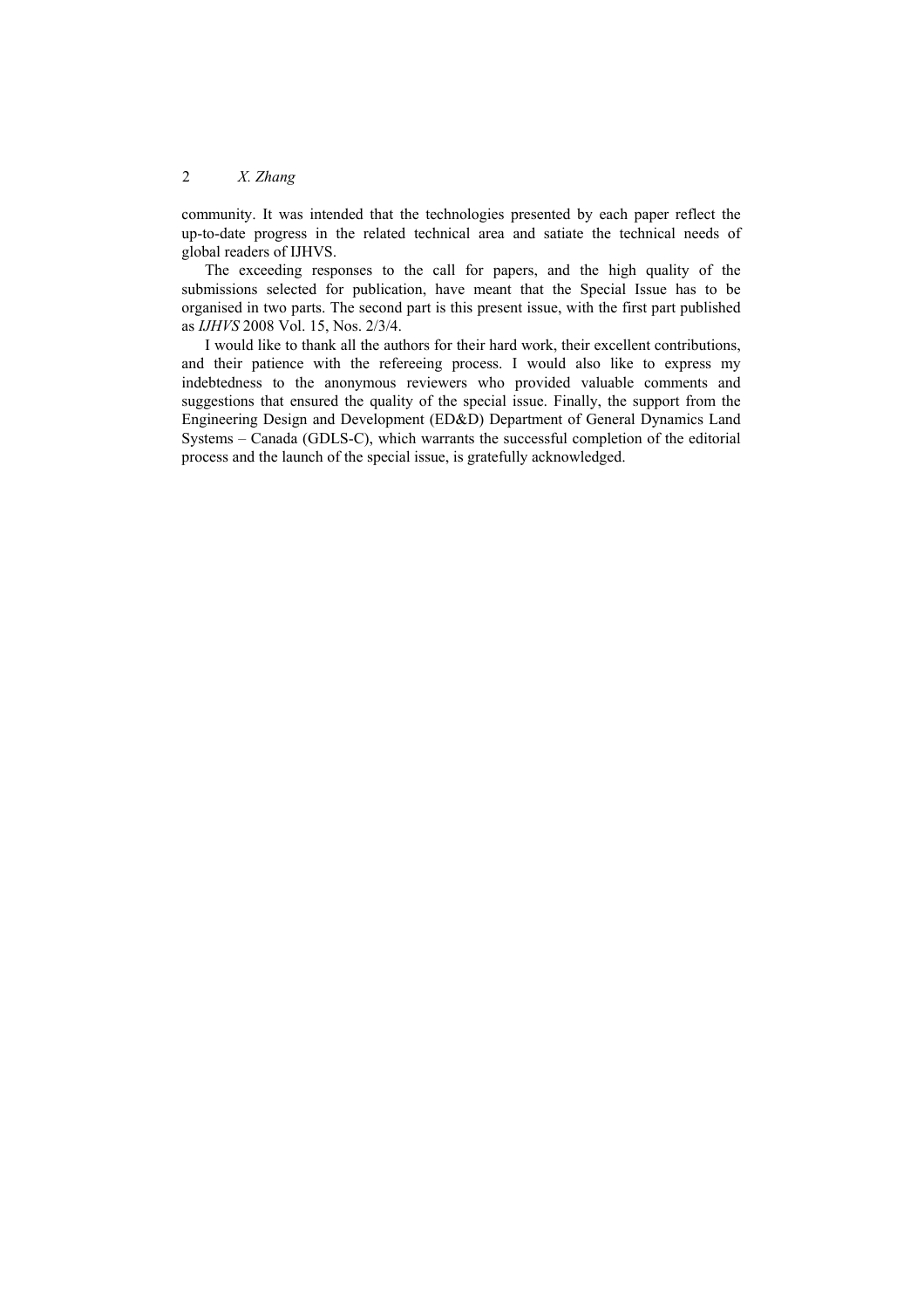community. It was intended that the technologies presented by each paper reflect the up-to-date progress in the related technical area and satiate the technical needs of global readers of IJHVS.

The exceeding responses to the call for papers, and the high quality of the submissions selected for publication, have meant that the Special Issue has to be organised in two parts. The second part is this present issue, with the first part published as *IJHVS* 2008 Vol. 15, Nos. 2/3/4.

I would like to thank all the authors for their hard work, their excellent contributions, and their patience with the refereeing process. I would also like to express my indebtedness to the anonymous reviewers who provided valuable comments and suggestions that ensured the quality of the special issue. Finally, the support from the Engineering Design and Development (ED&D) Department of General Dynamics Land Systems – Canada (GDLS-C), which warrants the successful completion of the editorial process and the launch of the special issue, is gratefully acknowledged.